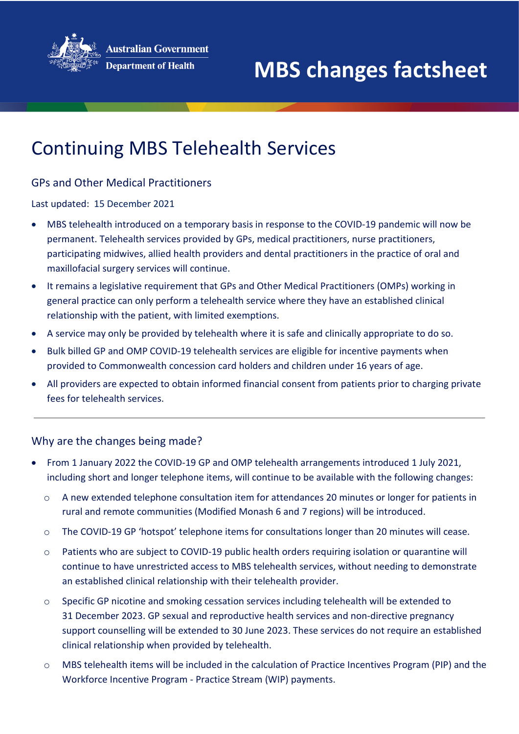Australian Government
Department of Health

# MBS changes factsheet

## Continuing MBS Telehealth Services

### GPs and Other Medical Practitioners

Last updated: 15 December 2021

- MBS telehealth introduced on a temporary basis in response to the COVID-19 pandemic will now be permanent. Telehealth services provided by GPs, medical practitioners, nurse practitioners, participating midwives, allied health providers and dental practitioners in the practice of oral and maxillofacial surgery services will continue.
- It remains a legislative requirement that GPs and Other Medical Practitioners (OMPs) working in general practice can only perform a telehealth service where they have an established clinical relationship with the patient, with limited exemptions.
- A service may only be provided by telehealth where it is safe and clinically appropriate to do so.
- Bulk billed GP and OMP COVID-19 telehealth services are eligible for incentive payments when provided to Commonwealth concession card holders and children under 16 years of age.
- All providers are expected to obtain informed financial consent from patients prior to charging private fees for telehealth services.

---

### Why are the changes being made?

- From 1 January 2022 the COVID-19 GP and OMP telehealth arrangements introduced 1 July 2021, including short and longer telephone items, will continue to be available with the following changes:
  - A new extended telephone consultation item for attendances 20 minutes or longer for patients in rural and remote communities (Modified Monash 6 and 7 regions) will be introduced.
  - The COVID-19 GP 'hotspot' telephone items for consultations longer than 20 minutes will cease.
  - Patients who are subject to COVID-19 public health orders requiring isolation or quarantine will continue to have unrestricted access to MBS telehealth services, without needing to demonstrate an established clinical relationship with their telehealth provider.
  - Specific GP nicotine and smoking cessation services including telehealth will be extended to 31 December 2023. GP sexual and reproductive health services and non-directive pregnancy support counselling will be extended to 30 June 2023. These services do not require an established clinical relationship when provided by telehealth.
  - MBS telehealth items will be included in the calculation of Practice Incentives Program (PIP) and the Workforce Incentive Program - Practice Stream (WIP) payments.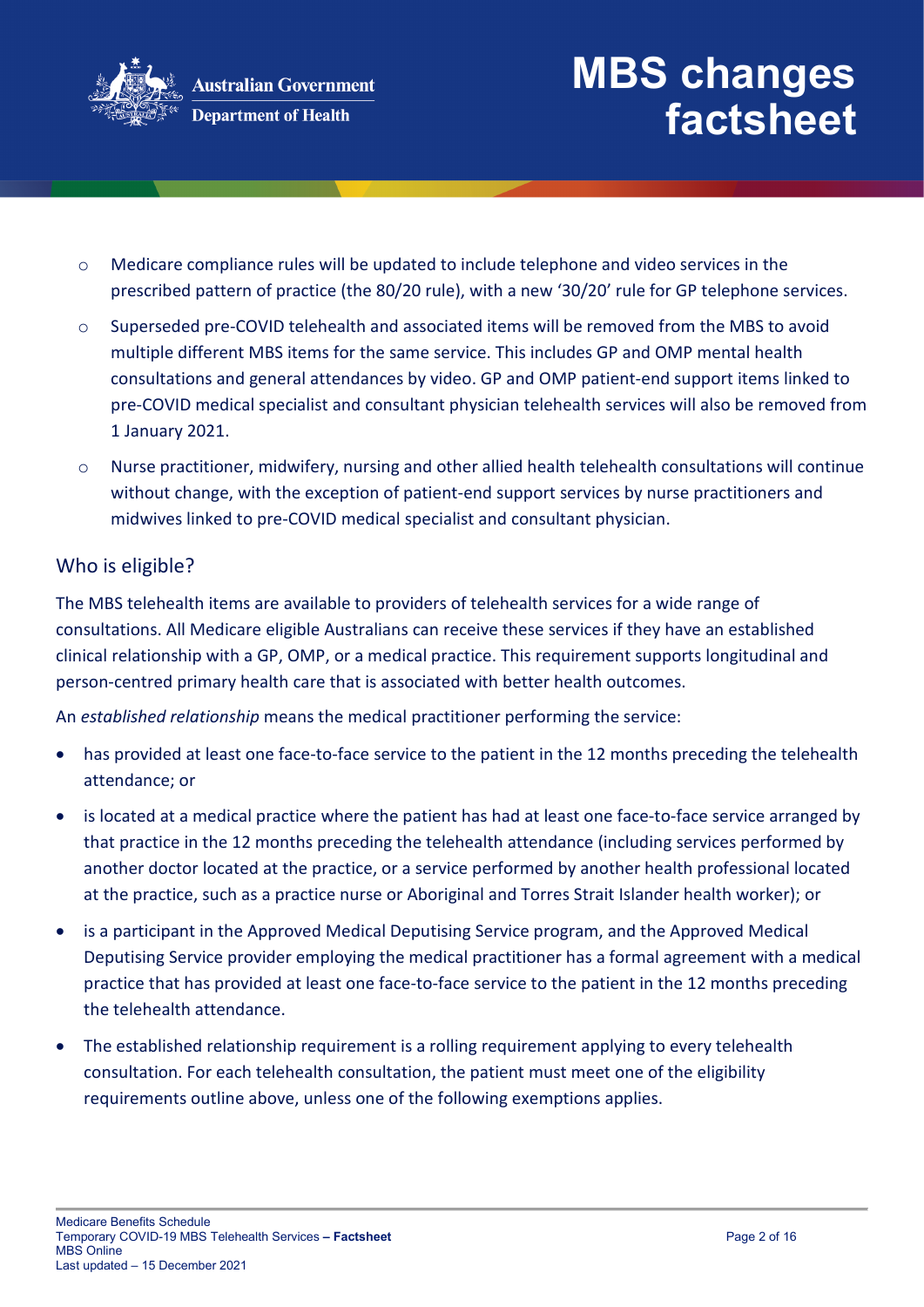- Medicare compliance rules will be updated to include telephone and video services in the prescribed pattern of practice (the 80/20 rule), with a new '30/20' rule for GP telephone services.
- Superseded pre-COVID telehealth and associated items will be removed from the MBS to avoid multiple different MBS items for the same service. This includes GP and OMP mental health consultations and general attendances by video. GP and OMP patient-end support items linked to pre-COVID medical specialist and consultant physician telehealth services will also be removed from 1 January 2021.
- Nurse practitioner, midwifery, nursing and other allied health telehealth consultations will continue without change, with the exception of patient-end support services by nurse practitioners and midwives linked to pre-COVID medical specialist and consultant physician.

## Who is eligible?

The MBS telehealth items are available to providers of telehealth services for a wide range of consultations. All Medicare eligible Australians can receive these services if they have an established clinical relationship with a GP, OMP, or a medical practice. This requirement supports longitudinal and person-centred primary health care that is associated with better health outcomes.

An *established relationship* means the medical practitioner performing the service:

- has provided at least one face-to-face service to the patient in the 12 months preceding the telehealth attendance; or
- is located at a medical practice where the patient has had at least one face-to-face service arranged by that practice in the 12 months preceding the telehealth attendance (including services performed by another doctor located at the practice, or a service performed by another health professional located at the practice, such as a practice nurse or Aboriginal and Torres Strait Islander health worker); or
- is a participant in the Approved Medical Deputising Service program, and the Approved Medical Deputising Service provider employing the medical practitioner has a formal agreement with a medical practice that has provided at least one face-to-face service to the patient in the 12 months preceding the telehealth attendance.
- The established relationship requirement is a rolling requirement applying to every telehealth consultation. For each telehealth consultation, the patient must meet one of the eligibility requirements outline above, unless one of the following exemptions applies.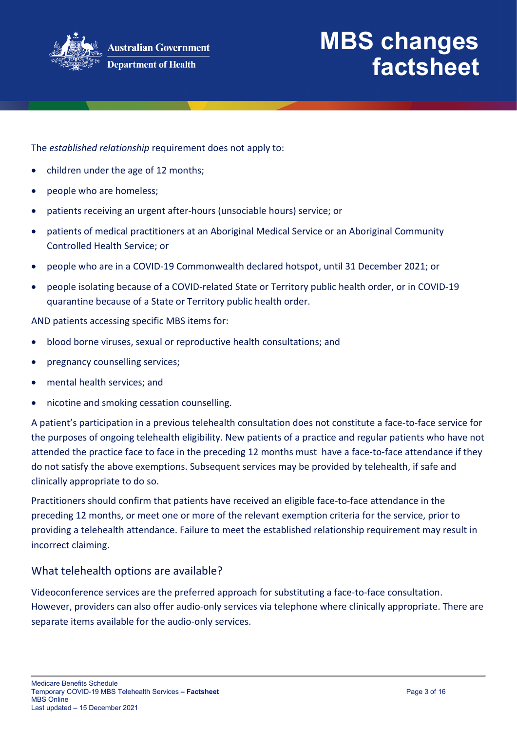The *established relationship* requirement does not apply to:

- children under the age of 12 months;
- people who are homeless;
- patients receiving an urgent after-hours (unsociable hours) service; or
- patients of medical practitioners at an Aboriginal Medical Service or an Aboriginal Community Controlled Health Service; or
- people who are in a COVID-19 Commonwealth declared hotspot, until 31 December 2021; or
- people isolating because of a COVID-related State or Territory public health order, or in COVID-19 quarantine because of a State or Territory public health order.

AND patients accessing specific MBS items for:

- blood borne viruses, sexual or reproductive health consultations; and
- pregnancy counselling services;
- mental health services; and
- nicotine and smoking cessation counselling.

A patient's participation in a previous telehealth consultation does not constitute a face-to-face service for the purposes of ongoing telehealth eligibility. New patients of a practice and regular patients who have not attended the practice face to face in the preceding 12 months must have a face-to-face attendance if they do not satisfy the above exemptions. Subsequent services may be provided by telehealth, if safe and clinically appropriate to do so.

Practitioners should confirm that patients have received an eligible face-to-face attendance in the preceding 12 months, or meet one or more of the relevant exemption criteria for the service, prior to providing a telehealth attendance. Failure to meet the established relationship requirement may result in incorrect claiming.

## What telehealth options are available?

Videoconference services are the preferred approach for substituting a face-to-face consultation. However, providers can also offer audio-only services via telephone where clinically appropriate. There are separate items available for the audio-only services.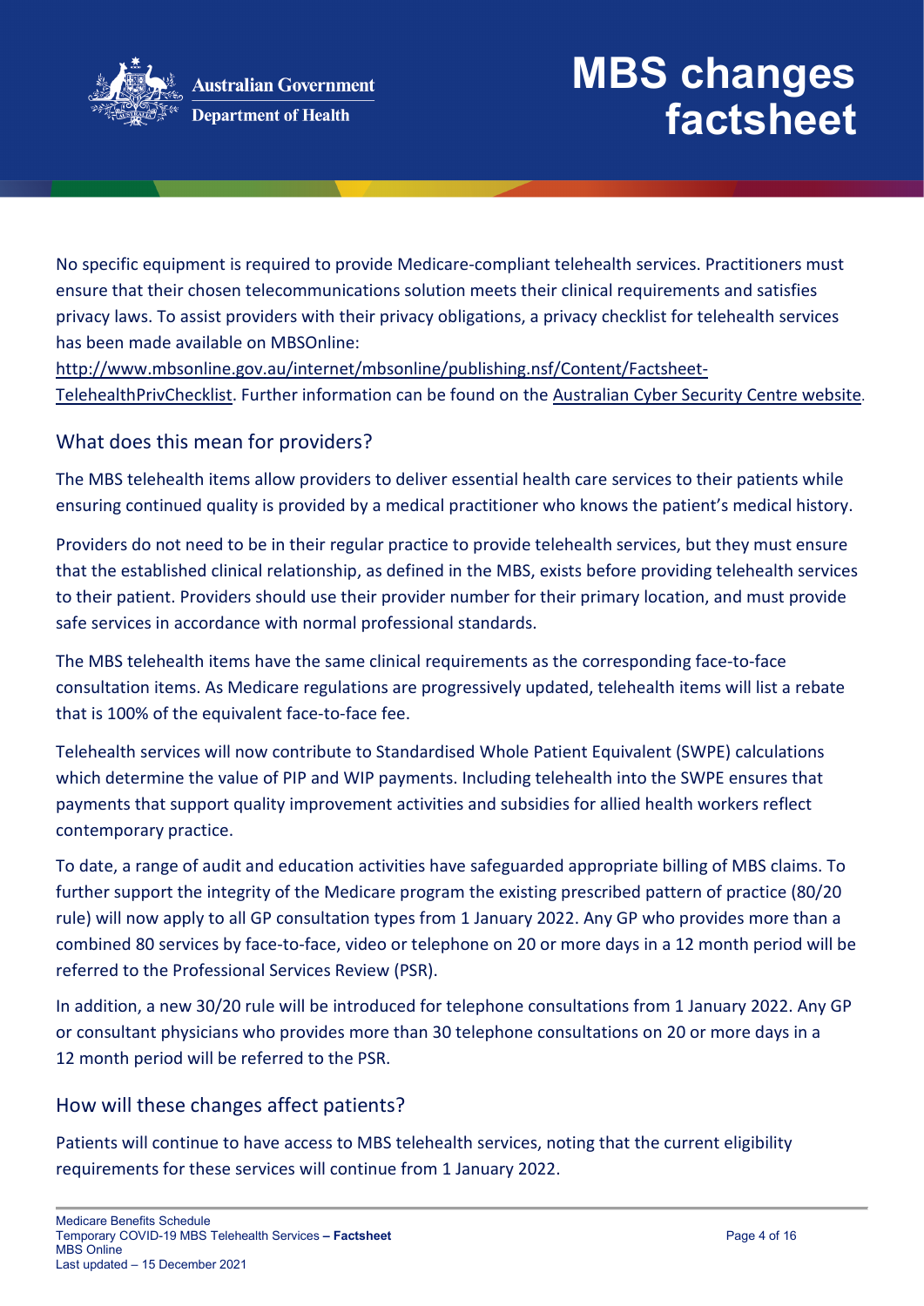No specific equipment is required to provide Medicare-compliant telehealth services. Practitioners must ensure that their chosen telecommunications solution meets their clinical requirements and satisfies privacy laws. To assist providers with their privacy obligations, a privacy checklist for telehealth services has been made available on MBSOnline: [http://www.mbsonline.gov.au/internet/mbsonline/publishing.nsf/Content/Factsheet-TelehealthPrivChecklist](http://www.mbsonline.gov.au/internet/mbsonline/publishing.nsf/Content/Factsheet-TelehealthPrivChecklist). Further information can be found on the Australian Cyber Security Centre website.

## What does this mean for providers?

The MBS telehealth items allow providers to deliver essential health care services to their patients while ensuring continued quality is provided by a medical practitioner who knows the patient's medical history.

Providers do not need to be in their regular practice to provide telehealth services, but they must ensure that the established clinical relationship, as defined in the MBS, exists before providing telehealth services to their patient. Providers should use their provider number for their primary location, and must provide safe services in accordance with normal professional standards.

The MBS telehealth items have the same clinical requirements as the corresponding face-to-face consultation items. As Medicare regulations are progressively updated, telehealth items will list a rebate that is 100% of the equivalent face-to-face fee.

Telehealth services will now contribute to Standardised Whole Patient Equivalent (SWPE) calculations which determine the value of PIP and WIP payments. Including telehealth into the SWPE ensures that payments that support quality improvement activities and subsidies for allied health workers reflect contemporary practice.

To date, a range of audit and education activities have safeguarded appropriate billing of MBS claims. To further support the integrity of the Medicare program the existing prescribed pattern of practice (80/20 rule) will now apply to all GP consultation types from 1 January 2022. Any GP who provides more than a combined 80 services by face-to-face, video or telephone on 20 or more days in a 12 month period will be referred to the Professional Services Review (PSR).

In addition, a new 30/20 rule will be introduced for telephone consultations from 1 January 2022. Any GP or consultant physicians who provides more than 30 telephone consultations on 20 or more days in a 12 month period will be referred to the PSR.

## How will these changes affect patients?

Patients will continue to have access to MBS telehealth services, noting that the current eligibility requirements for these services will continue from 1 January 2022.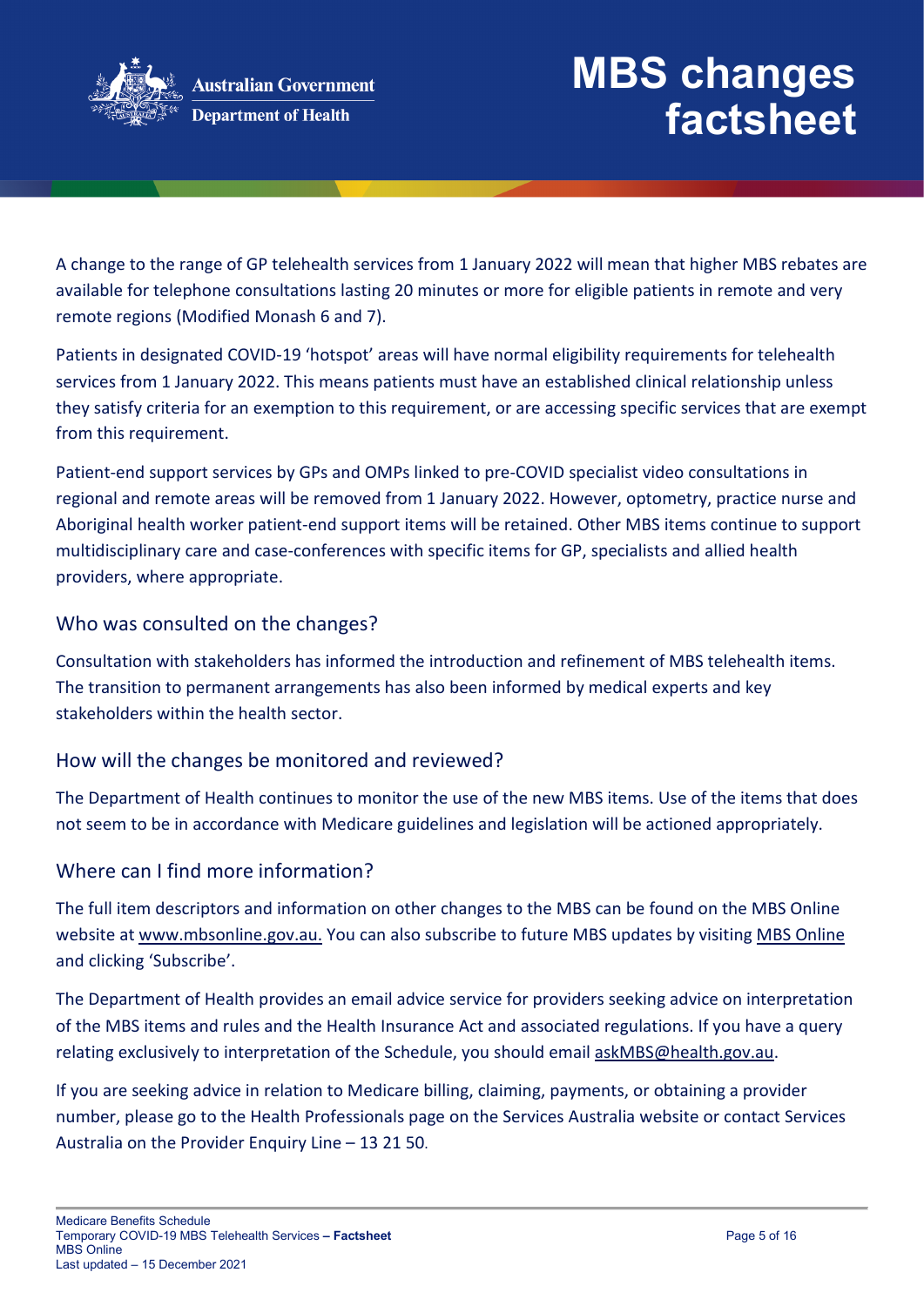A change to the range of GP telehealth services from 1 January 2022 will mean that higher MBS rebates are available for telephone consultations lasting 20 minutes or more for eligible patients in remote and very remote regions (Modified Monash 6 and 7).

Patients in designated COVID-19 'hotspot' areas will have normal eligibility requirements for telehealth services from 1 January 2022. This means patients must have an established clinical relationship unless they satisfy criteria for an exemption to this requirement, or are accessing specific services that are exempt from this requirement.

Patient-end support services by GPs and OMPs linked to pre-COVID specialist video consultations in regional and remote areas will be removed from 1 January 2022. However, optometry, practice nurse and Aboriginal health worker patient-end support items will be retained. Other MBS items continue to support multidisciplinary care and case-conferences with specific items for GP, specialists and allied health providers, where appropriate.

## Who was consulted on the changes?

Consultation with stakeholders has informed the introduction and refinement of MBS telehealth items. The transition to permanent arrangements has also been informed by medical experts and key stakeholders within the health sector.

## How will the changes be monitored and reviewed?

The Department of Health continues to monitor the use of the new MBS items. Use of the items that does not seem to be in accordance with Medicare guidelines and legislation will be actioned appropriately.

## Where can I find more information?

The full item descriptors and information on other changes to the MBS can be found on the MBS Online website at www.mbsonline.gov.au. You can also subscribe to future MBS updates by visiting MBS Online and clicking 'Subscribe'.

The Department of Health provides an email advice service for providers seeking advice on interpretation of the MBS items and rules and the Health Insurance Act and associated regulations. If you have a query relating exclusively to interpretation of the Schedule, you should email askMBS@health.gov.au.

If you are seeking advice in relation to Medicare billing, claiming, payments, or obtaining a provider number, please go to the Health Professionals page on the Services Australia website or contact Services Australia on the Provider Enquiry Line – 13 21 50.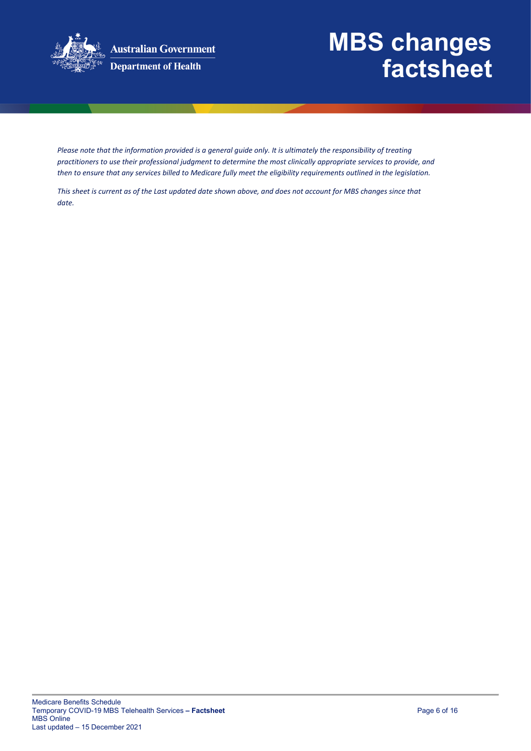*Please note that the information provided is a general guide only. It is ultimately the responsibility of treating practitioners to use their professional judgment to determine the most clinically appropriate services to provide, and then to ensure that any services billed to Medicare fully meet the eligibility requirements outlined in the legislation.*

*This sheet is current as of the Last updated date shown above, and does not account for MBS changes since that date.*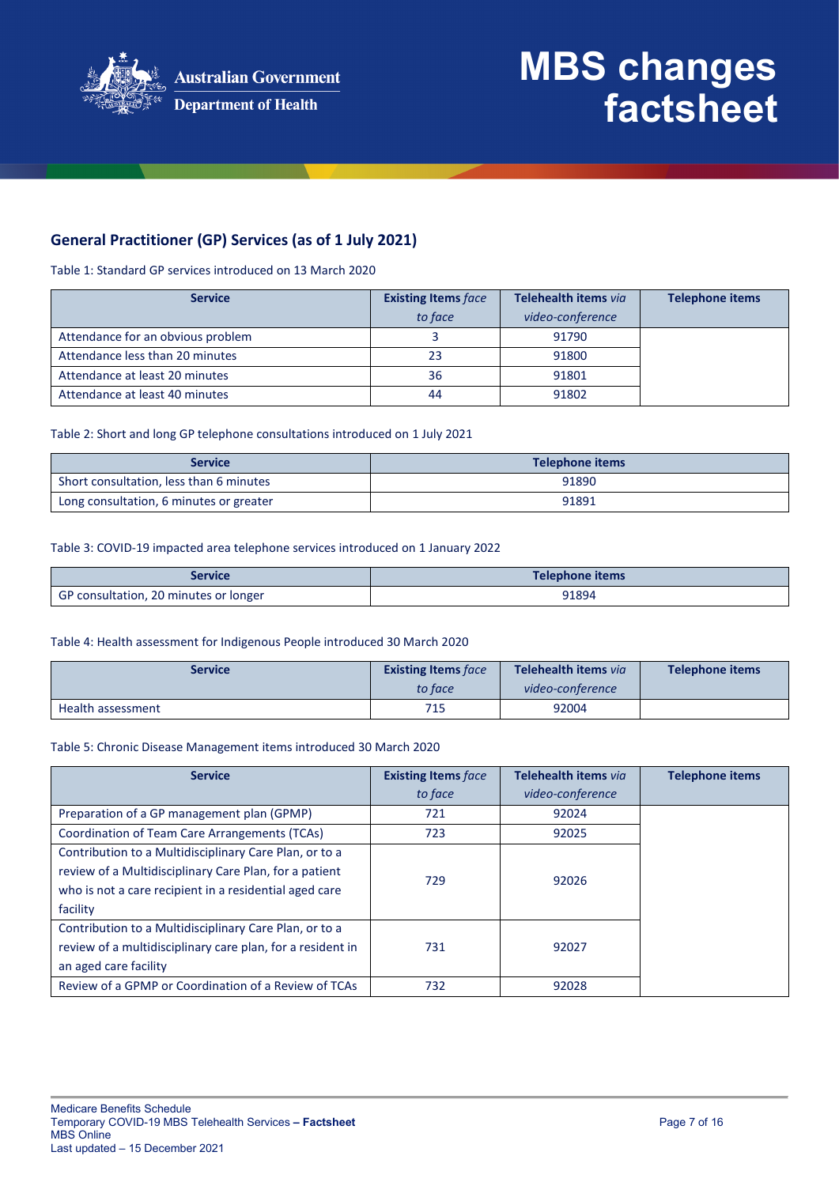# MBS changes factsheet

## General Practitioner (GP) Services (as of 1 July 2021)

Table 1: Standard GP services introduced on 13 March 2020

| Service | Existing Items *face to face* | Telehealth items *via video-conference* | Telephone items |
|---|---|---|---|
| Attendance for an obvious problem | 3 | 91790 | |
| Attendance less than 20 minutes | 23 | 91800 | |
| Attendance at least 20 minutes | 36 | 91801 | |
| Attendance at least 40 minutes | 44 | 91802 | |

Table 2: Short and long GP telephone consultations introduced on 1 July 2021

| Service | Telephone items |
|---|---|
| Short consultation, less than 6 minutes | 91890 |
| Long consultation, 6 minutes or greater | 91891 |

Table 3: COVID-19 impacted area telephone services introduced on 1 January 2022

| Service | Telephone items |
|---|---|
| GP consultation, 20 minutes or longer | 91894 |

Table 4: Health assessment for Indigenous People introduced 30 March 2020

| Service | Existing Items *face to face* | Telehealth items *via video-conference* | Telephone items |
|---|---|---|---|
| Health assessment | 715 | 92004 | |

Table 5: Chronic Disease Management items introduced 30 March 2020

| Service | Existing Items *face to face* | Telehealth items *via video-conference* | Telephone items |
|---|---|---|---|
| Preparation of a GP management plan (GPMP) | 721 | 92024 | |
| Coordination of Team Care Arrangements (TCAs) | 723 | 92025 | |
| Contribution to a Multidisciplinary Care Plan, or to a review of a Multidisciplinary Care Plan, for a patient who is not a care recipient in a residential aged care facility | 729 | 92026 | |
| Contribution to a Multidisciplinary Care Plan, or to a review of a multidisciplinary care plan, for a resident in an aged care facility | 731 | 92027 | |
| Review of a GPMP or Coordination of a Review of TCAs | 732 | 92028 | |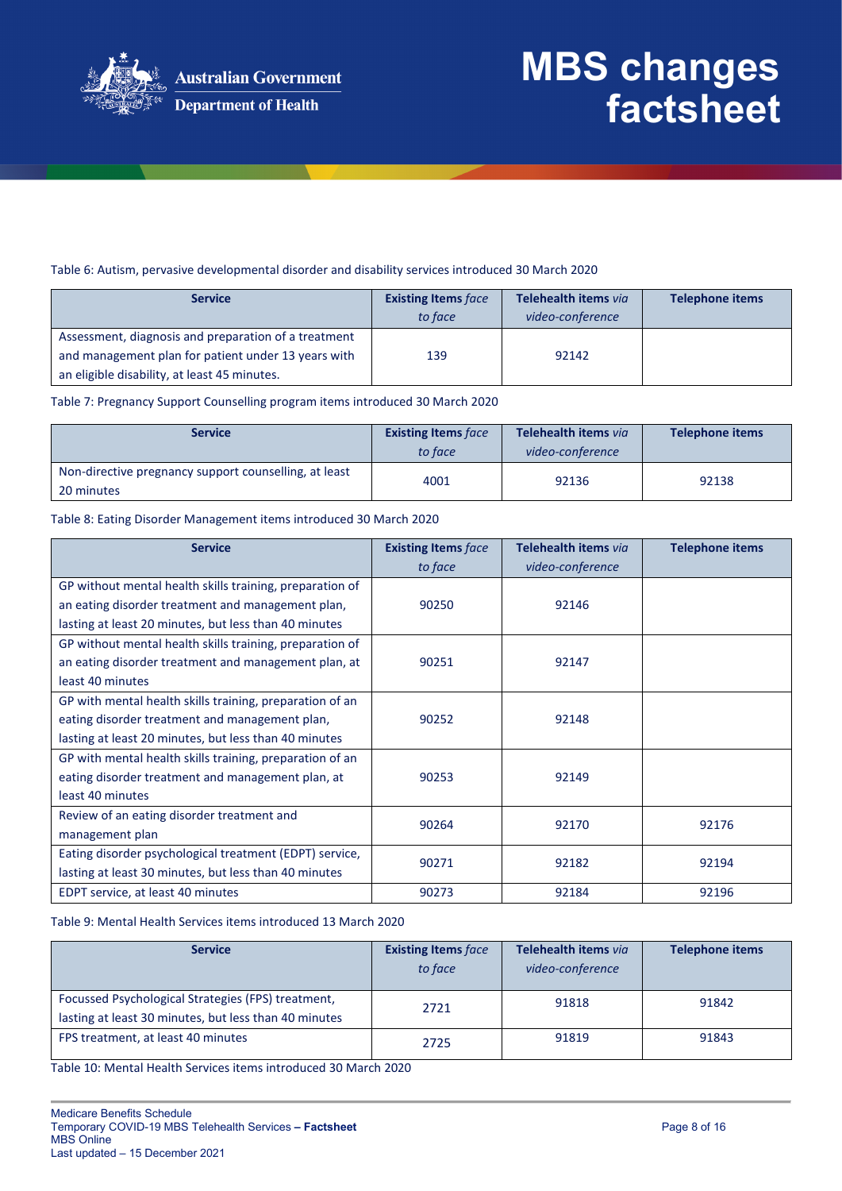Table 6: Autism, pervasive developmental disorder and disability services introduced 30 March 2020

| Service | Existing Items *face to face* | Telehealth items *via video-conference* | Telephone items |
|---|---|---|---|
| Assessment, diagnosis and preparation of a treatment and management plan for patient under 13 years with an eligible disability, at least 45 minutes. | 139 | 92142 | |

Table 7: Pregnancy Support Counselling program items introduced 30 March 2020

| Service | Existing Items *face to face* | Telehealth items *via video-conference* | Telephone items |
|---|---|---|---|
| Non-directive pregnancy support counselling, at least 20 minutes | 4001 | 92136 | 92138 |

Table 8: Eating Disorder Management items introduced 30 March 2020

| Service | Existing Items *face to face* | Telehealth items *via video-conference* | Telephone items |
|---|---|---|---|
| GP without mental health skills training, preparation of an eating disorder treatment and management plan, lasting at least 20 minutes, but less than 40 minutes | 90250 | 92146 | |
| GP without mental health skills training, preparation of an eating disorder treatment and management plan, at least 40 minutes | 90251 | 92147 | |
| GP with mental health skills training, preparation of an eating disorder treatment and management plan, lasting at least 20 minutes, but less than 40 minutes | 90252 | 92148 | |
| GP with mental health skills training, preparation of an eating disorder treatment and management plan, at least 40 minutes | 90253 | 92149 | |
| Review of an eating disorder treatment and management plan | 90264 | 92170 | 92176 |
| Eating disorder psychological treatment (EDPT) service, lasting at least 30 minutes, but less than 40 minutes | 90271 | 92182 | 92194 |
| EDPT service, at least 40 minutes | 90273 | 92184 | 92196 |

Table 9: Mental Health Services items introduced 13 March 2020

| Service | Existing Items *face to face* | Telehealth items *via video-conference* | Telephone items |
|---|---|---|---|
| Focussed Psychological Strategies (FPS) treatment, lasting at least 30 minutes, but less than 40 minutes | 2721 | 91818 | 91842 |
| FPS treatment, at least 40 minutes | 2725 | 91819 | 91843 |

Table 10: Mental Health Services items introduced 30 March 2020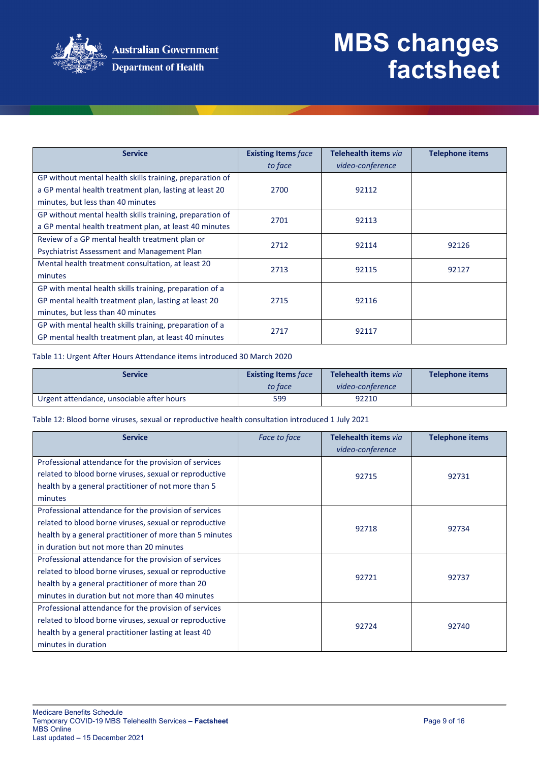| Service | **Existing Items** *face to face* | **Telehealth items** *via video-conference* | Telephone items |
|---|---|---|---|
| GP without mental health skills training, preparation of a GP mental health treatment plan, lasting at least 20 minutes, but less than 40 minutes | 2700 | 92112 | |
| GP without mental health skills training, preparation of a GP mental health treatment plan, at least 40 minutes | 2701 | 92113 | |
| Review of a GP mental health treatment plan or Psychiatrist Assessment and Management Plan | 2712 | 92114 | 92126 |
| Mental health treatment consultation, at least 20 minutes | 2713 | 92115 | 92127 |
| GP with mental health skills training, preparation of a GP mental health treatment plan, lasting at least 20 minutes, but less than 40 minutes | 2715 | 92116 | |
| GP with mental health skills training, preparation of a GP mental health treatment plan, at least 40 minutes | 2717 | 92117 | |

Table 11: Urgent After Hours Attendance items introduced 30 March 2020

| Service | **Existing Items** *face to face* | **Telehealth items** *via video-conference* | Telephone items |
|---|---|---|---|
| Urgent attendance, unsociable after hours | 599 | 92210 | |

Table 12: Blood borne viruses, sexual or reproductive health consultation introduced 1 July 2021

| Service | *Face to face* | **Telehealth items** *via video-conference* | Telephone items |
|---|---|---|---|
| Professional attendance for the provision of services related to blood borne viruses, sexual or reproductive health by a general practitioner of not more than 5 minutes | | 92715 | 92731 |
| Professional attendance for the provision of services related to blood borne viruses, sexual or reproductive health by a general practitioner of more than 5 minutes in duration but not more than 20 minutes | | 92718 | 92734 |
| Professional attendance for the provision of services related to blood borne viruses, sexual or reproductive health by a general practitioner of more than 20 minutes in duration but not more than 40 minutes | | 92721 | 92737 |
| Professional attendance for the provision of services related to blood borne viruses, sexual or reproductive health by a general practitioner lasting at least 40 minutes in duration | | 92724 | 92740 |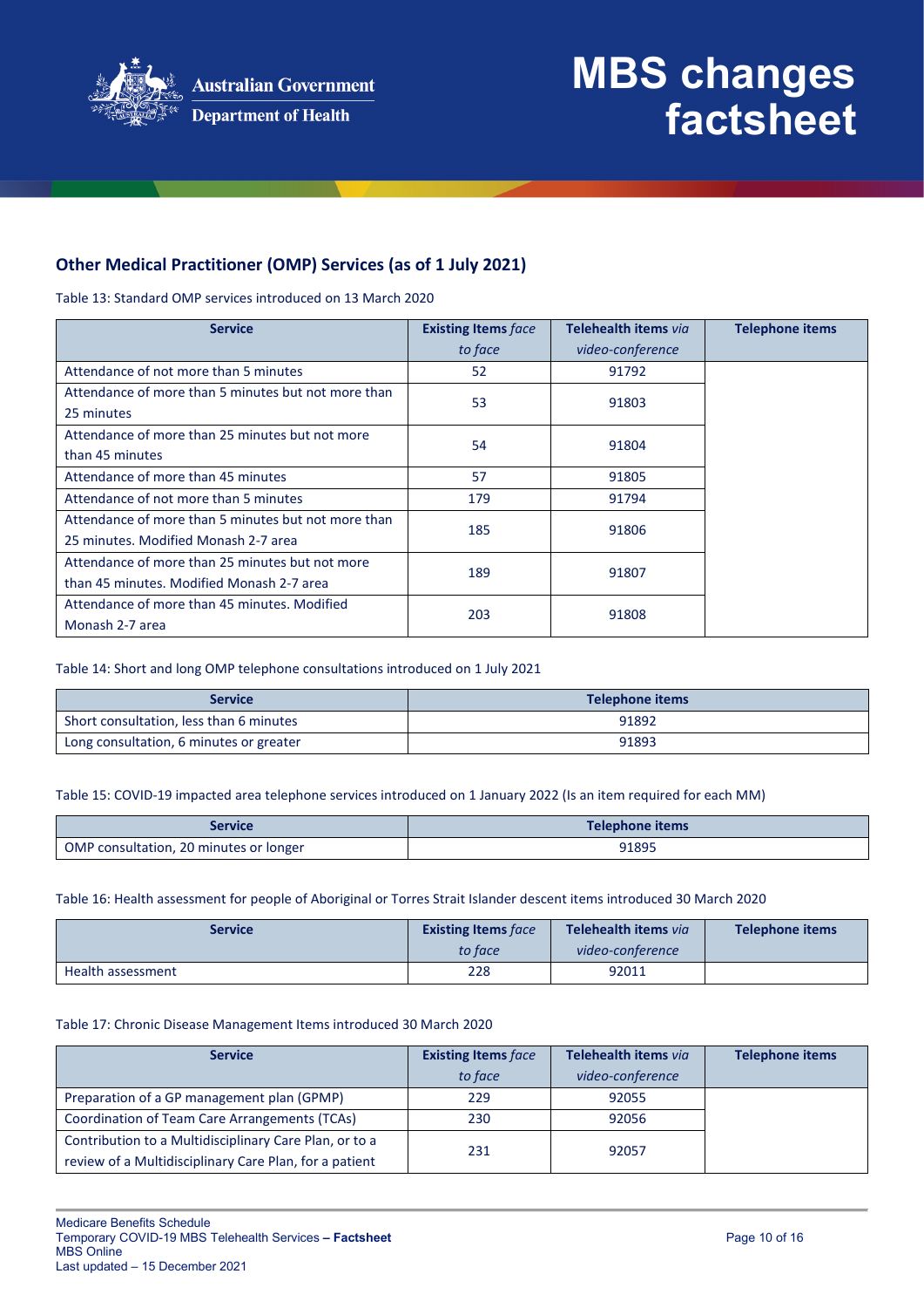## Other Medical Practitioner (OMP) Services (as of 1 July 2021)

Table 13: Standard OMP services introduced on 13 March 2020

| Service | Existing Items *face to face* | Telehealth items *via video-conference* | Telephone items |
|---|---|---|---|
| Attendance of not more than 5 minutes | 52 | 91792 | |
| Attendance of more than 5 minutes but not more than 25 minutes | 53 | 91803 | |
| Attendance of more than 25 minutes but not more than 45 minutes | 54 | 91804 | |
| Attendance of more than 45 minutes | 57 | 91805 | |
| Attendance of not more than 5 minutes | 179 | 91794 | |
| Attendance of more than 5 minutes but not more than 25 minutes. Modified Monash 2-7 area | 185 | 91806 | |
| Attendance of more than 25 minutes but not more than 45 minutes. Modified Monash 2-7 area | 189 | 91807 | |
| Attendance of more than 45 minutes. Modified Monash 2-7 area | 203 | 91808 | |

Table 14: Short and long OMP telephone consultations introduced on 1 July 2021

| Service | Telephone items |
|---|---|
| Short consultation, less than 6 minutes | 91892 |
| Long consultation, 6 minutes or greater | 91893 |

Table 15: COVID-19 impacted area telephone services introduced on 1 January 2022 (Is an item required for each MM)

| Service | Telephone items |
|---|---|
| OMP consultation, 20 minutes or longer | 91895 |

Table 16: Health assessment for people of Aboriginal or Torres Strait Islander descent items introduced 30 March 2020

| Service | Existing Items *face to face* | Telehealth items *via video-conference* | Telephone items |
|---|---|---|---|
| Health assessment | 228 | 92011 | |

Table 17: Chronic Disease Management Items introduced 30 March 2020

| Service | Existing Items *face to face* | Telehealth items *via video-conference* | Telephone items |
|---|---|---|---|
| Preparation of a GP management plan (GPMP) | 229 | 92055 | |
| Coordination of Team Care Arrangements (TCAs) | 230 | 92056 | |
| Contribution to a Multidisciplinary Care Plan, or to a review of a Multidisciplinary Care Plan, for a patient | 231 | 92057 | |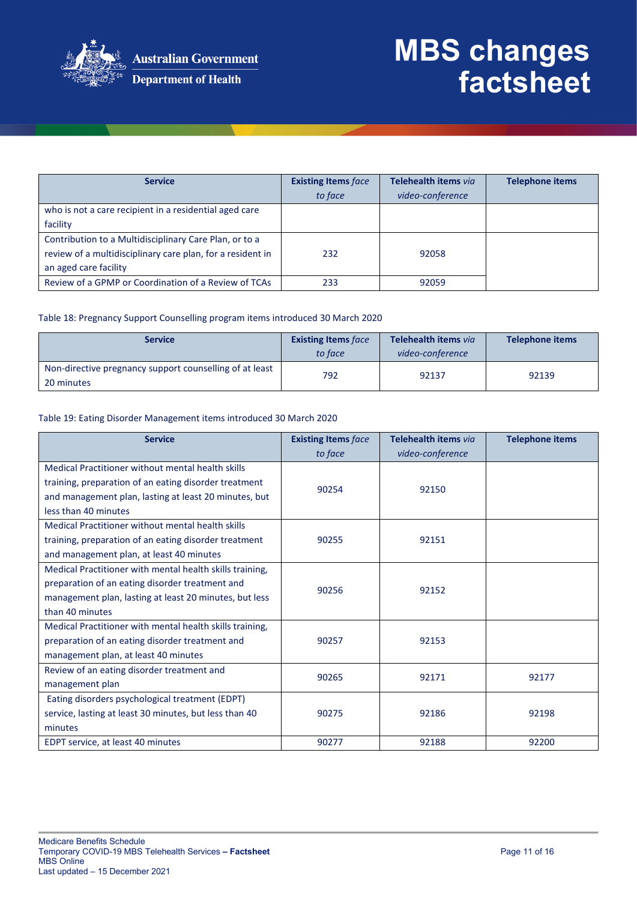| Service | Existing Items *face to face* | Telehealth items *via video-conference* | Telephone items |
|---|---|---|---|
| who is not a care recipient in a residential aged care facility | | | |
| Contribution to a Multidisciplinary Care Plan, or to a review of a multidisciplinary care plan, for a resident in an aged care facility | 232 | 92058 | |
| Review of a GPMP or Coordination of a Review of TCAs | 233 | 92059 | |

Table 18: Pregnancy Support Counselling program items introduced 30 March 2020

| Service | Existing Items *face to face* | Telehealth items *via video-conference* | Telephone items |
|---|---|---|---|
| Non-directive pregnancy support counselling of at least 20 minutes | 792 | 92137 | 92139 |

Table 19: Eating Disorder Management items introduced 30 March 2020

| Service | Existing Items *face to face* | Telehealth items *via video-conference* | Telephone items |
|---|---|---|---|
| Medical Practitioner without mental health skills training, preparation of an eating disorder treatment and management plan, lasting at least 20 minutes, but less than 40 minutes | 90254 | 92150 | |
| Medical Practitioner without mental health skills training, preparation of an eating disorder treatment and management plan, at least 40 minutes | 90255 | 92151 | |
| Medical Practitioner with mental health skills training, preparation of an eating disorder treatment and management plan, lasting at least 20 minutes, but less than 40 minutes | 90256 | 92152 | |
| Medical Practitioner with mental health skills training, preparation of an eating disorder treatment and management plan, at least 40 minutes | 90257 | 92153 | |
| Review of an eating disorder treatment and management plan | 90265 | 92171 | 92177 |
| Eating disorders psychological treatment (EDPT) service, lasting at least 30 minutes, but less than 40 minutes | 90275 | 92186 | 92198 |
| EDPT service, at least 40 minutes | 90277 | 92188 | 92200 |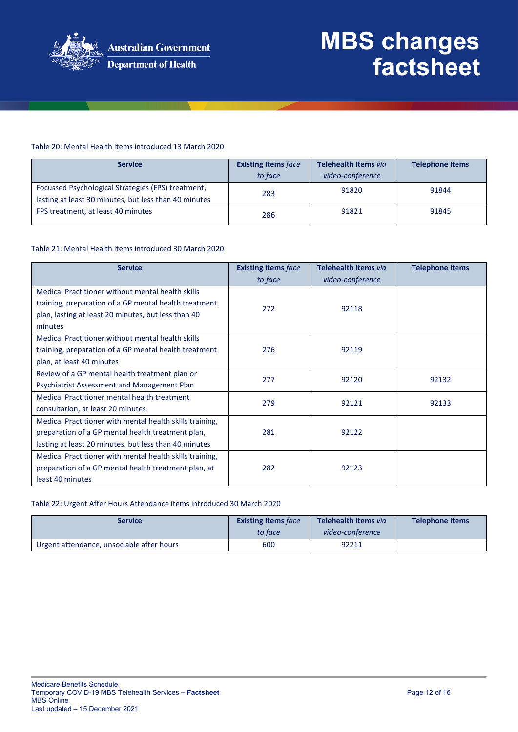Table 20: Mental Health items introduced 13 March 2020

| Service | **Existing Items** *face to face* | **Telehealth items** *via video-conference* | Telephone items |
| --- | --- | --- | --- |
| Focussed Psychological Strategies (FPS) treatment, lasting at least 30 minutes, but less than 40 minutes | 283 | 91820 | 91844 |
| FPS treatment, at least 40 minutes | 286 | 91821 | 91845 |

Table 21: Mental Health items introduced 30 March 2020

| Service | **Existing Items** *face to face* | **Telehealth items** *via video-conference* | Telephone items |
| --- | --- | --- | --- |
| Medical Practitioner without mental health skills training, preparation of a GP mental health treatment plan, lasting at least 20 minutes, but less than 40 minutes | 272 | 92118 | |
| Medical Practitioner without mental health skills training, preparation of a GP mental health treatment plan, at least 40 minutes | 276 | 92119 | |
| Review of a GP mental health treatment plan or Psychiatrist Assessment and Management Plan | 277 | 92120 | 92132 |
| Medical Practitioner mental health treatment consultation, at least 20 minutes | 279 | 92121 | 92133 |
| Medical Practitioner with mental health skills training, preparation of a GP mental health treatment plan, lasting at least 20 minutes, but less than 40 minutes | 281 | 92122 | |
| Medical Practitioner with mental health skills training, preparation of a GP mental health treatment plan, at least 40 minutes | 282 | 92123 | |

Table 22: Urgent After Hours Attendance items introduced 30 March 2020

| Service | **Existing Items** *face to face* | **Telehealth items** *via video-conference* | Telephone items |
| --- | --- | --- | --- |
| Urgent attendance, unsociable after hours | 600 | 92211 | |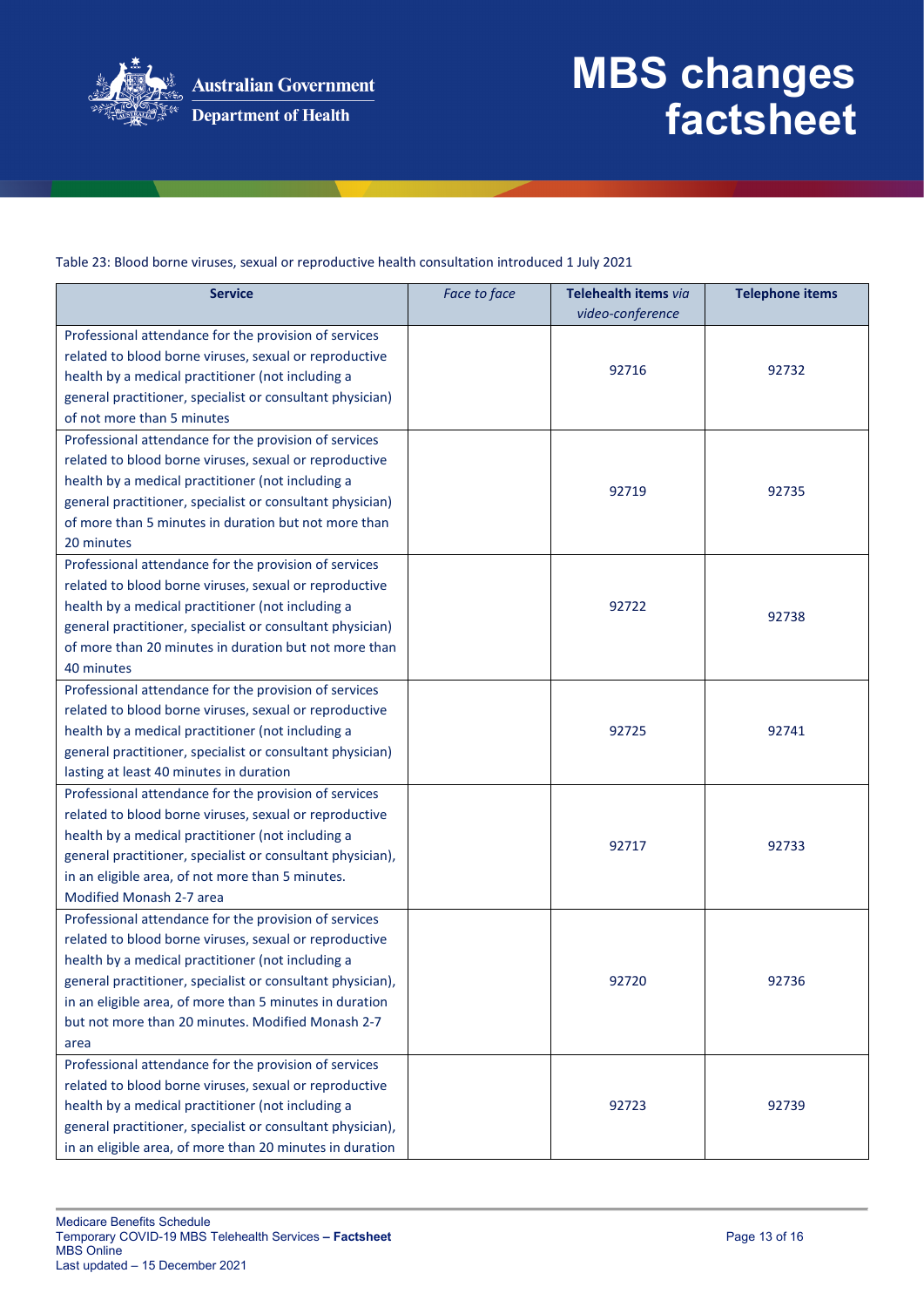Table 23: Blood borne viruses, sexual or reproductive health consultation introduced 1 July 2021

| Service | *Face to face* | **Telehealth items** *via video-conference* | **Telephone items** |
|---|---|---|---|
| Professional attendance for the provision of services related to blood borne viruses, sexual or reproductive health by a medical practitioner (not including a general practitioner, specialist or consultant physician) of not more than 5 minutes | | 92716 | 92732 |
| Professional attendance for the provision of services related to blood borne viruses, sexual or reproductive health by a medical practitioner (not including a general practitioner, specialist or consultant physician) of more than 5 minutes in duration but not more than 20 minutes | | 92719 | 92735 |
| Professional attendance for the provision of services related to blood borne viruses, sexual or reproductive health by a medical practitioner (not including a general practitioner, specialist or consultant physician) of more than 20 minutes in duration but not more than 40 minutes | | 92722 | 92738 |
| Professional attendance for the provision of services related to blood borne viruses, sexual or reproductive health by a medical practitioner (not including a general practitioner, specialist or consultant physician) lasting at least 40 minutes in duration | | 92725 | 92741 |
| Professional attendance for the provision of services related to blood borne viruses, sexual or reproductive health by a medical practitioner (not including a general practitioner, specialist or consultant physician), in an eligible area, of not more than 5 minutes. Modified Monash 2-7 area | | 92717 | 92733 |
| Professional attendance for the provision of services related to blood borne viruses, sexual or reproductive health by a medical practitioner (not including a general practitioner, specialist or consultant physician), in an eligible area, of more than 5 minutes in duration but not more than 20 minutes. Modified Monash 2-7 area | | 92720 | 92736 |
| Professional attendance for the provision of services related to blood borne viruses, sexual or reproductive health by a medical practitioner (not including a general practitioner, specialist or consultant physician), in an eligible area, of more than 20 minutes in duration | | 92723 | 92739 |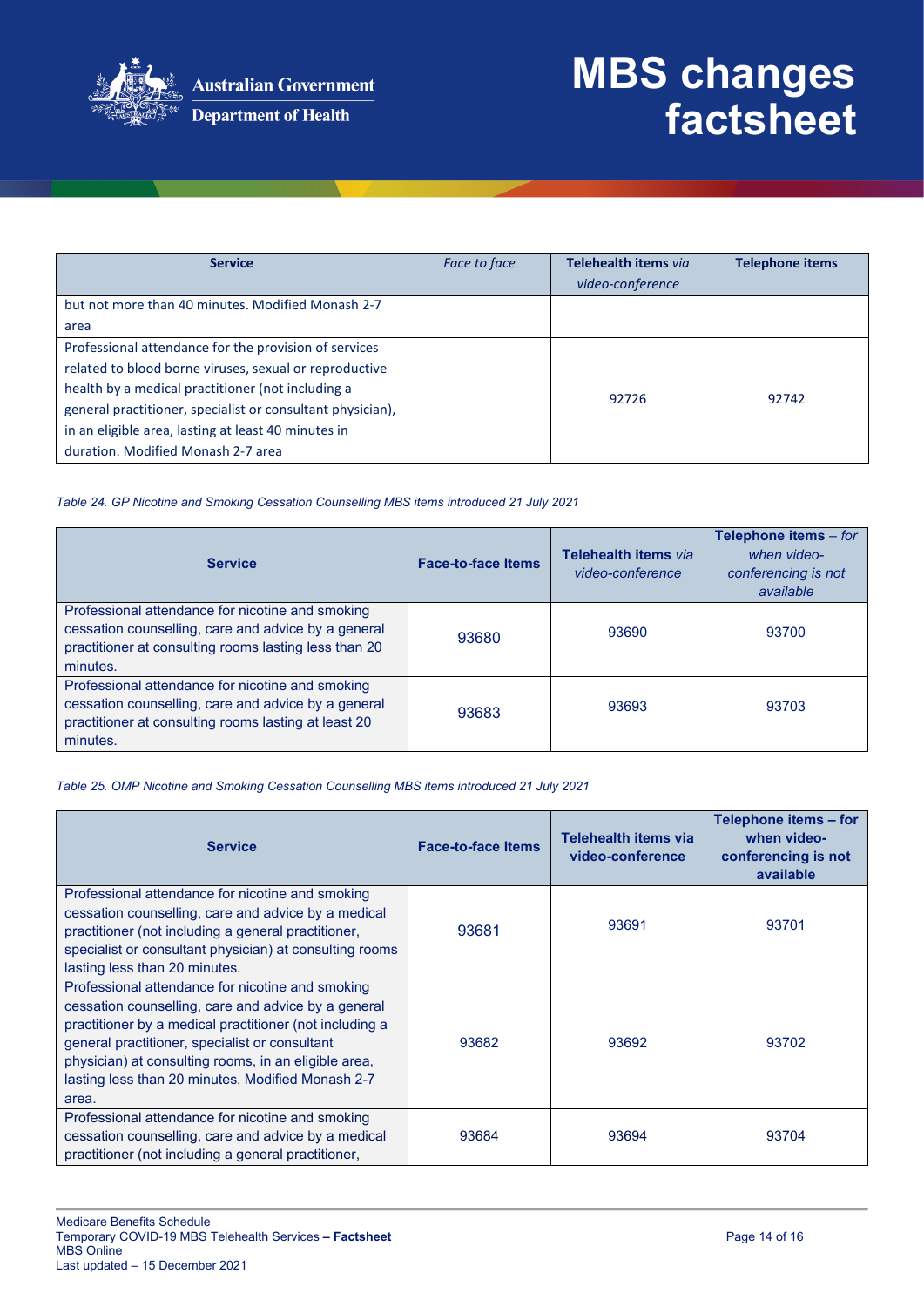| Service | *Face to face* | **Telehealth items** *via video-conference* | **Telephone items** |
|---|---|---|---|
| but not more than 40 minutes. Modified Monash 2-7 area | | | |
| Professional attendance for the provision of services related to blood borne viruses, sexual or reproductive health by a medical practitioner (not including a general practitioner, specialist or consultant physician), in an eligible area, lasting at least 40 minutes in duration. Modified Monash 2-7 area | | 92726 | 92742 |

*Table 24. GP Nicotine and Smoking Cessation Counselling MBS items introduced 21 July 2021*

| Service | Face-to-face Items | **Telehealth items** *via video-conference* | **Telephone items** – *for when video-conferencing is not available* |
|---|---|---|---|
| Professional attendance for nicotine and smoking cessation counselling, care and advice by a general practitioner at consulting rooms lasting less than 20 minutes. | 93680 | 93690 | 93700 |
| Professional attendance for nicotine and smoking cessation counselling, care and advice by a general practitioner at consulting rooms lasting at least 20 minutes. | 93683 | 93693 | 93703 |

*Table 25. OMP Nicotine and Smoking Cessation Counselling MBS items introduced 21 July 2021*

| Service | Face-to-face Items | Telehealth items via video-conference | Telephone items – for when video-conferencing is not available |
|---|---|---|---|
| Professional attendance for nicotine and smoking cessation counselling, care and advice by a medical practitioner (not including a general practitioner, specialist or consultant physician) at consulting rooms lasting less than 20 minutes. | 93681 | 93691 | 93701 |
| Professional attendance for nicotine and smoking cessation counselling, care and advice by a general practitioner by a medical practitioner (not including a general practitioner, specialist or consultant physician) at consulting rooms, in an eligible area, lasting less than 20 minutes. Modified Monash 2-7 area. | 93682 | 93692 | 93702 |
| Professional attendance for nicotine and smoking cessation counselling, care and advice by a medical practitioner (not including a general practitioner, | 93684 | 93694 | 93704 |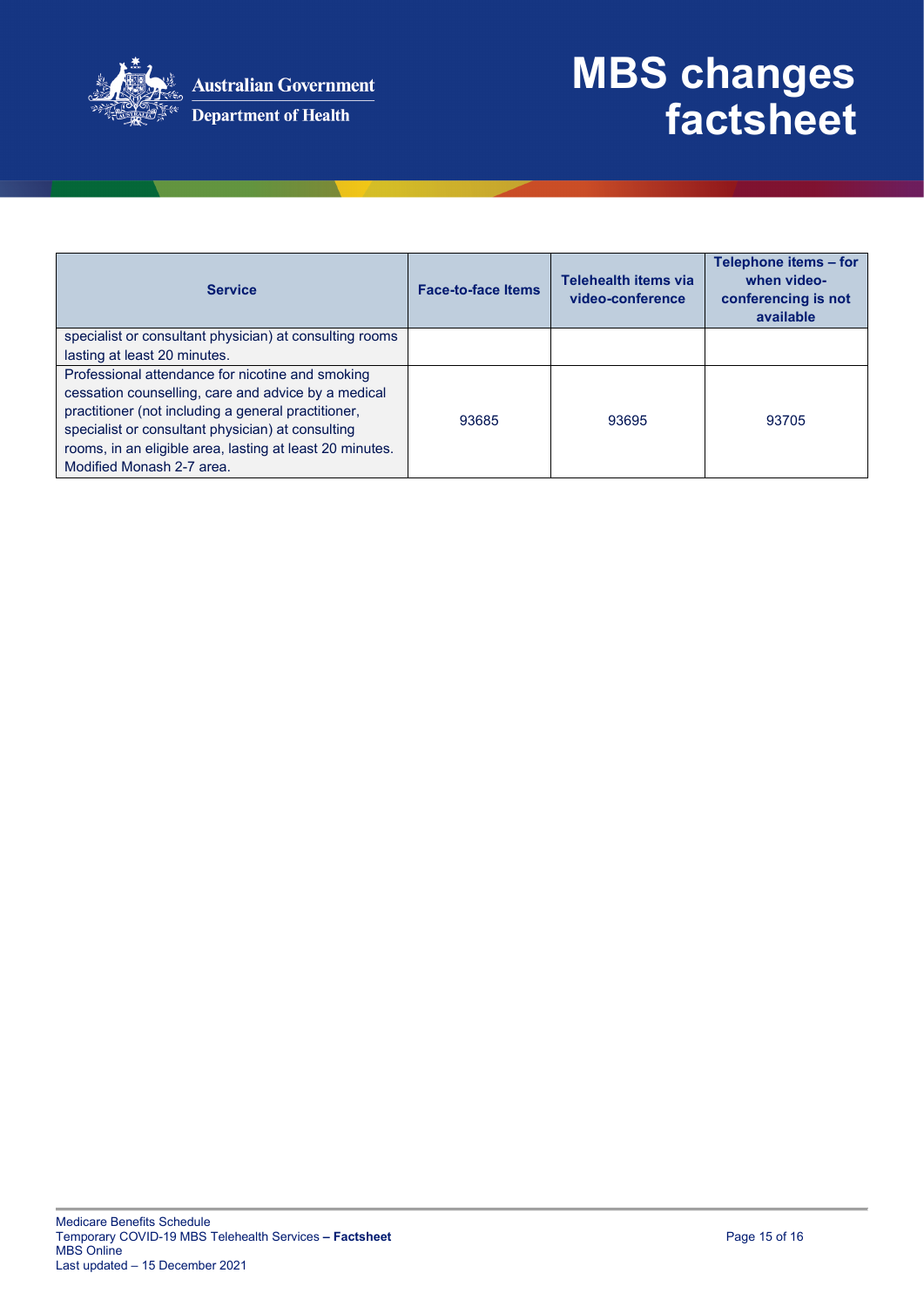| Service | Face-to-face Items | Telehealth items via video-conference | Telephone items – for when video-conferencing is not available |
|---|---|---|---|
| specialist or consultant physician) at consulting rooms lasting at least 20 minutes. | | | |
| Professional attendance for nicotine and smoking cessation counselling, care and advice by a medical practitioner (not including a general practitioner, specialist or consultant physician) at consulting rooms, in an eligible area, lasting at least 20 minutes. Modified Monash 2-7 area. | 93685 | 93695 | 93705 |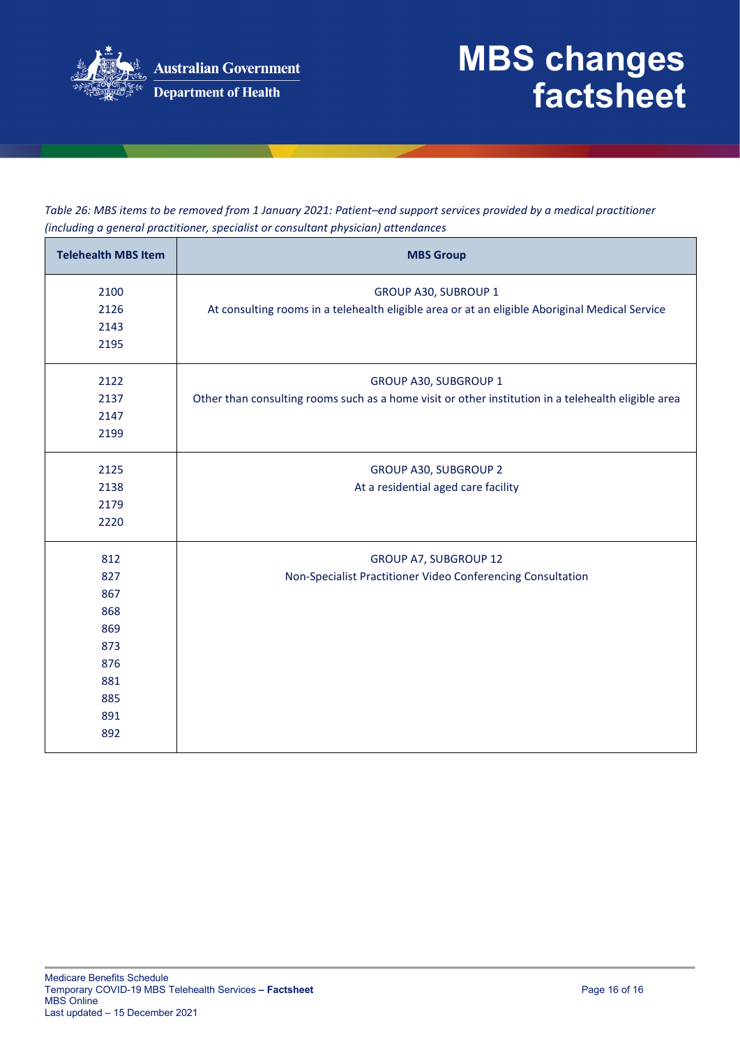*Table 26: MBS items to be removed from 1 January 2021: Patient–end support services provided by a medical practitioner (including a general practitioner, specialist or consultant physician) attendances*

| Telehealth MBS Item | MBS Group |
|---|---|
| 2100<br>2126<br>2143<br>2195 | GROUP A30, SUBROUP 1<br>At consulting rooms in a telehealth eligible area or at an eligible Aboriginal Medical Service |
| 2122<br>2137<br>2147<br>2199 | GROUP A30, SUBGROUP 1<br>Other than consulting rooms such as a home visit or other institution in a telehealth eligible area |
| 2125<br>2138<br>2179<br>2220 | GROUP A30, SUBGROUP 2<br>At a residential aged care facility |
| 812<br>827<br>867<br>868<br>869<br>873<br>876<br>881<br>885<br>891<br>892 | GROUP A7, SUBGROUP 12<br>Non-Specialist Practitioner Video Conferencing Consultation |